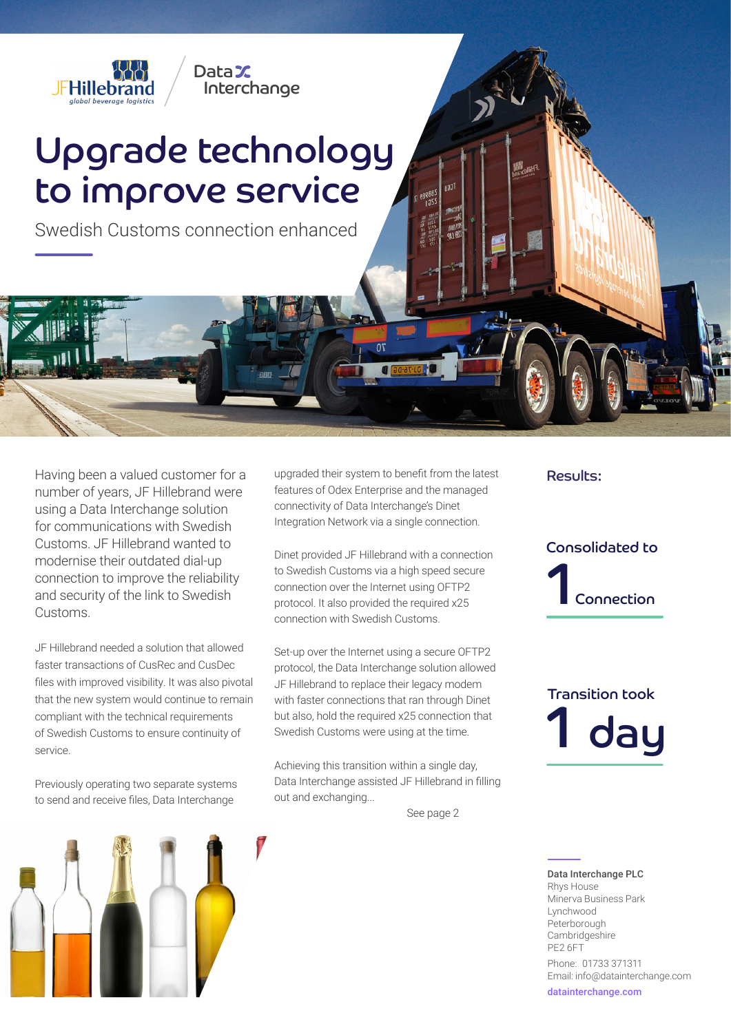# Upgrade technology to improve service

Swedish Customs connection enhanced

Having been a valued customer for a number of years, JF Hillebrand were using a Data Interchange solution for communications with Swedish Customs. JF Hillebrand wanted to modernise their outdated dial-up connection to improve the reliability and security of the link to Swedish Customs.

JF Hillebrand needed a solution that allowed faster transactions of CusRec and CusDec files with improved visibility. It was also pivotal that the new system would continue to remain compliant with the technical requirements of Swedish Customs to ensure continuity of service.

Previously operating two separate systems to send and receive files, Data Interchange upgraded their system to benefit from the latest features of Odex Enterprise and the managed connectivity of Data Interchange's Dinet Integration Network via a single connection.

Dinet provided JF Hillebrand with a connection to Swedish Customs via a high speed secure connection over the Internet using OFTP2 protocol. It also provided the required x25 connection with Swedish Customs.

Set-up over the Internet using a secure OFTP2 protocol, the Data Interchange solution allowed JF Hillebrand to replace their legacy modem with faster connections that ran through Dinet but also, hold the required x25 connection that Swedish Customs were using at the time.

Achieving this transition within a single day, Data Interchange assisted JF Hillebrand in filling out and exchanging...

See page 2

## Results:

Consolidated to **1** Connection

Transition took **1 day**

**Data Interchange PLC**
Rhys House
Minerva Business Park
Lynchwood
Peterborough
Cambridgeshire
PE2 6FT

Phone: 01733 371311
Email: info@datainterchange.com

datainterchange.com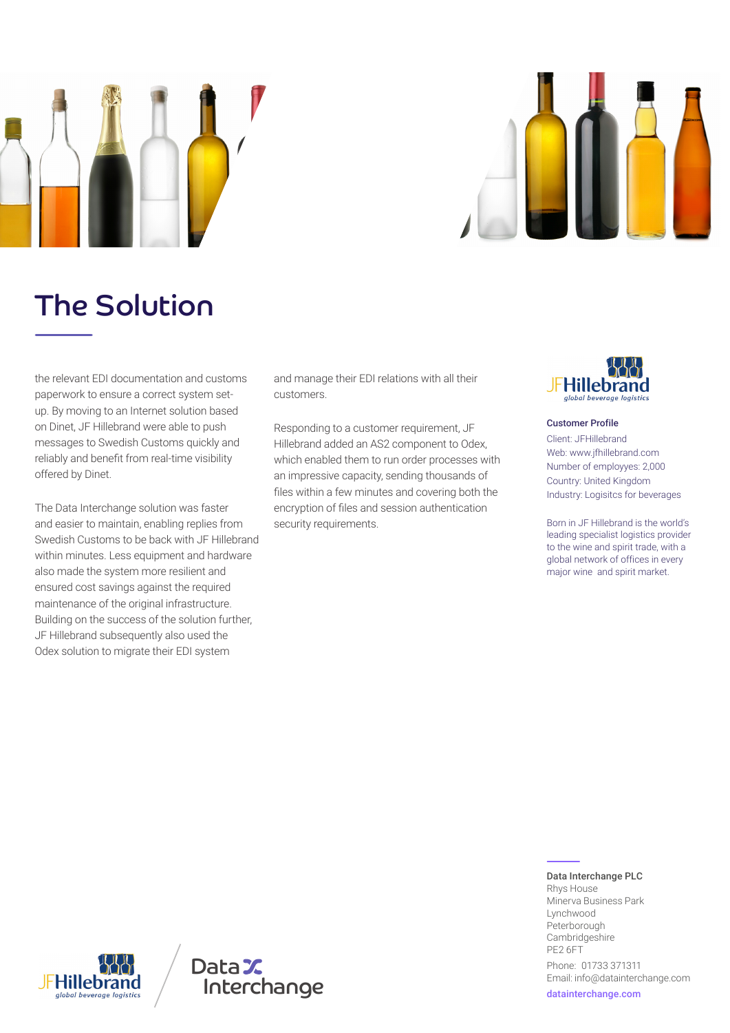# The Solution

the relevant EDI documentation and customs paperwork to ensure a correct system set-up. By moving to an Internet solution based on Dinet, JF Hillebrand were able to push messages to Swedish Customs quickly and reliably and benefit from real-time visibility offered by Dinet.

The Data Interchange solution was faster and easier to maintain, enabling replies from Swedish Customs to be back with JF Hillebrand within minutes. Less equipment and hardware also made the system more resilient and ensured cost savings against the required maintenance of the original infrastructure. Building on the success of the solution further, JF Hillebrand subsequently also used the Odex solution to migrate their EDI system and manage their EDI relations with all their customers.

Responding to a customer requirement, JF Hillebrand added an AS2 component to Odex, which enabled them to run order processes with an impressive capacity, sending thousands of files within a few minutes and covering both the encryption of files and session authentication security requirements.

JFHillebrand
*global beverage logistics*

**Customer Profile**

Client: JFHillebrand
Web: www.jfhillebrand.com
Number of employyes: 2,000
Country: United Kingdom
Industry: Logisitcs for beverages

Born in JF Hillebrand is the world's leading specialist logistics provider to the wine and spirit trade, with a global network of offices in every major wine and spirit market.

**Data Interchange PLC**
Rhys House
Minerva Business Park
Lynchwood
Peterborough
Cambridgeshire
PE2 6FT

Phone: 01733 371311
Email: info@datainterchange.com

**datainterchange.com**

JFHillebrand *global beverage logistics* | Data Interchange